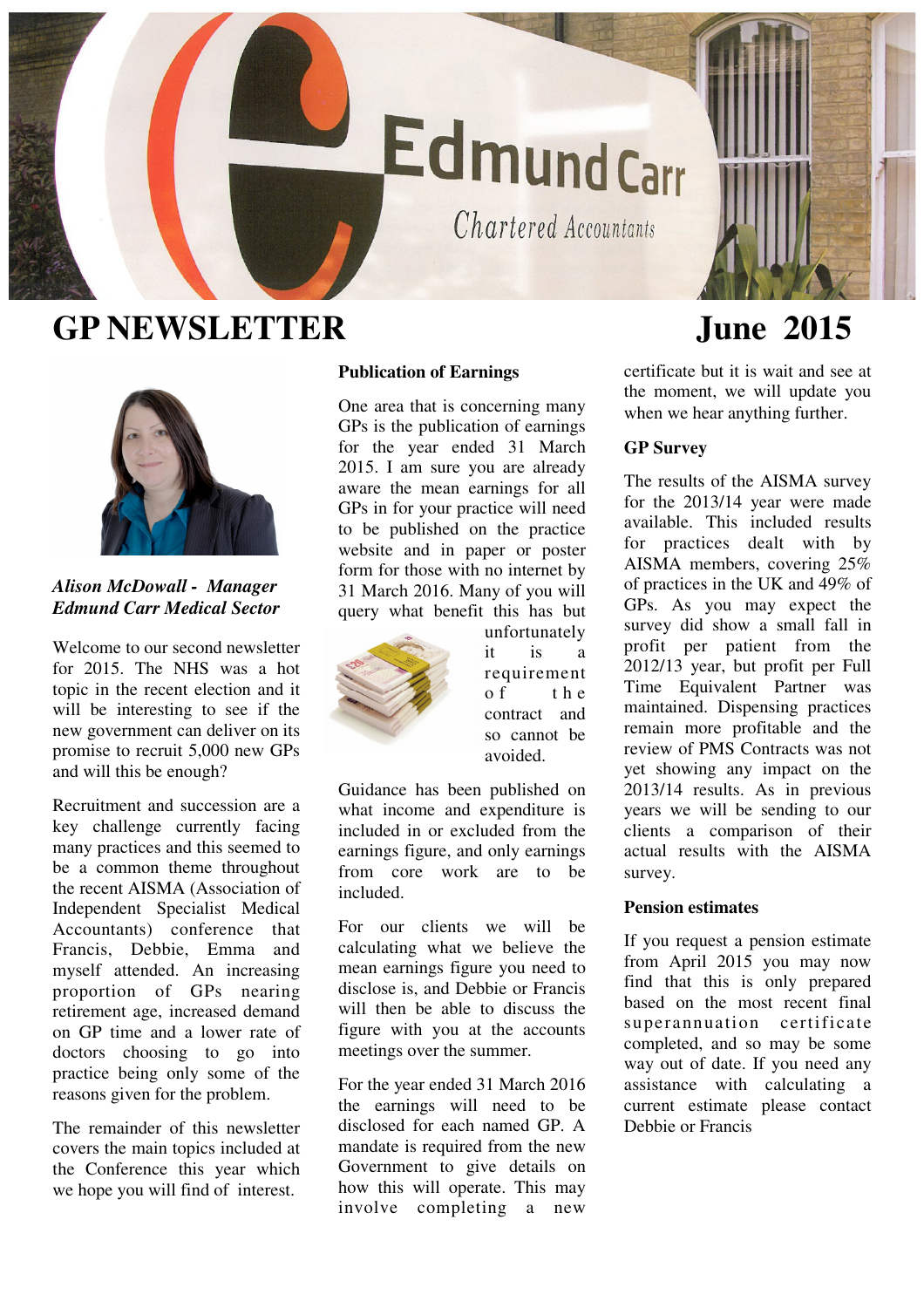# GP NEWSLETTER

## June 2015

*Alison McDowall - Manager*
*Edmund Carr Medical Sector*

Welcome to our second newsletter for 2015. The NHS was a hot topic in the recent election and it will be interesting to see if the new government can deliver on its promise to recruit 5,000 new GPs and will this be enough?

Recruitment and succession are a key challenge currently facing many practices and this seemed to be a common theme throughout the recent AISMA (Association of Independent Specialist Medical Accountants) conference that Francis, Debbie, Emma and myself attended. An increasing proportion of GPs nearing retirement age, increased demand on GP time and a lower rate of doctors choosing to go into practice being only some of the reasons given for the problem.

The remainder of this newsletter covers the main topics included at the Conference this year which we hope you will find of interest.

### Publication of Earnings

One area that is concerning many GPs is the publication of earnings for the year ended 31 March 2015. I am sure you are already aware the mean earnings for all GPs in for your practice will need to be published on the practice website and in paper or poster form for those with no internet by 31 March 2016. Many of you will query what benefit this has but unfortunately it is a requirement of the contract and so cannot be avoided.

Guidance has been published on what income and expenditure is included in or excluded from the earnings figure, and only earnings from core work are to be included.

For our clients we will be calculating what we believe the mean earnings figure you need to disclose is, and Debbie or Francis will then be able to discuss the figure with you at the accounts meetings over the summer.

For the year ended 31 March 2016 the earnings will need to be disclosed for each named GP. A mandate is required from the new Government to give details on how this will operate. This may involve completing a new certificate but it is wait and see at the moment, we will update you when we hear anything further.

### GP Survey

The results of the AISMA survey for the 2013/14 year were made available. This included results for practices dealt with by AISMA members, covering 25% of practices in the UK and 49% of GPs. As you may expect the survey did show a small fall in profit per patient from the 2012/13 year, but profit per Full Time Equivalent Partner was maintained. Dispensing practices remain more profitable and the review of PMS Contracts was not yet showing any impact on the 2013/14 results. As in previous years we will be sending to our clients a comparison of their actual results with the AISMA survey.

### Pension estimates

If you request a pension estimate from April 2015 you may now find that this is only prepared based on the most recent final superannuation certificate completed, and so may be some way out of date. If you need any assistance with calculating a current estimate please contact Debbie or Francis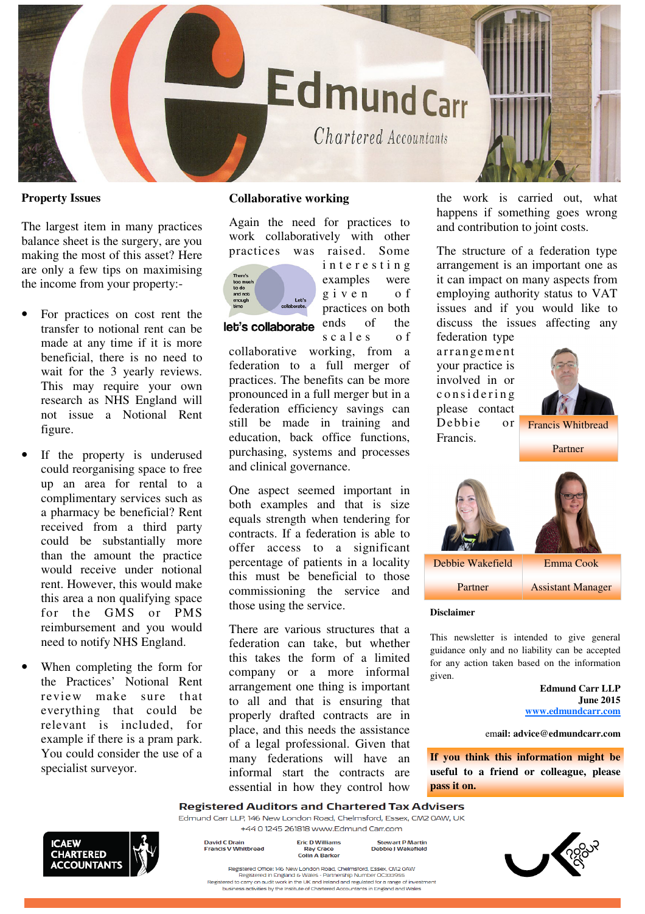## Property Issues

The largest item in many practices balance sheet is the surgery, are you making the most of this asset? Here are only a few tips on maximising the income from your property:-

- For practices on cost rent the transfer to notional rent can be made at any time if it is more beneficial, there is no need to wait for the 3 yearly reviews. This may require your own research as NHS England will not issue a Notional Rent figure.
- If the property is underused could reorganising space to free up an area for rental to a complimentary services such as a pharmacy be beneficial? Rent received from a third party could be substantially more than the amount the practice would receive under notional rent. However, this would make this area a non qualifying space for the GMS or PMS reimbursement and you would need to notify NHS England.
- When completing the form for the Practices' Notional Rent review make sure that everything that could be relevant is included, for example if there is a pram park. You could consider the use of a specialist surveyor.

## Collaborative working

Again the need for practices to work collaboratively with other practices was raised. Some interesting examples were given of practices on both ends of the scales of collaborative working, from a federation to a full merger of practices. The benefits can be more pronounced in a full merger but in a federation efficiency savings can still be made in training and education, back office functions, purchasing, systems and processes and clinical governance.

One aspect seemed important in both examples and that is size equals strength when tendering for contracts. If a federation is able to offer access to a significant percentage of patients in a locality this must be beneficial to those commissioning the service and those using the service.

There are various structures that a federation can take, but whether this takes the form of a limited company or a more informal arrangement one thing is important to all and that is ensuring that properly drafted contracts are in place, and this needs the assistance of a legal professional. Given that many federations will have an informal start the contracts are essential in how they control how the work is carried out, what happens if something goes wrong and contribution to joint costs.

The structure of a federation type arrangement is an important one as it can impact on many aspects from employing authority status to VAT issues and if you would like to discuss the issues affecting any federation type arrangement your practice is involved in or considering please contact Debbie or Francis.

Francis Whitbread
Partner

Debbie Wakefield
Partner

Emma Cook
Assistant Manager

**Disclaimer**

This newsletter is intended to give general guidance only and no liability can be accepted for any action taken based on the information given.

**Edmund Carr LLP**
**June 2015**
**www.edmundcarr.com**

email: **advice@edmundcarr.com**

**If you think this information might be useful to a friend or colleague, please pass it on.**

**Registered Auditors and Chartered Tax Advisers**
Edmund Carr LLP, 146 New London Road, Chelmsford, Essex, CM2 0AW, UK
+44 0 1245 261818 www.Edmund Carr.com

David C Drain, Francis V Whitbread, Eric D Williams, Ray Crace, Colin A Barker, Stewart P Martin, Debbie J Wakefield

Registered Office: 146 New London Road, Chelmsford, Essex, CM2 0AW
Registered in England & Wales - Partnership Number OC333955
Registered to carry on audit work in the UK and Ireland and regulated for a range of investment business activities by the Institute of Chartered Accountants in England and Wales